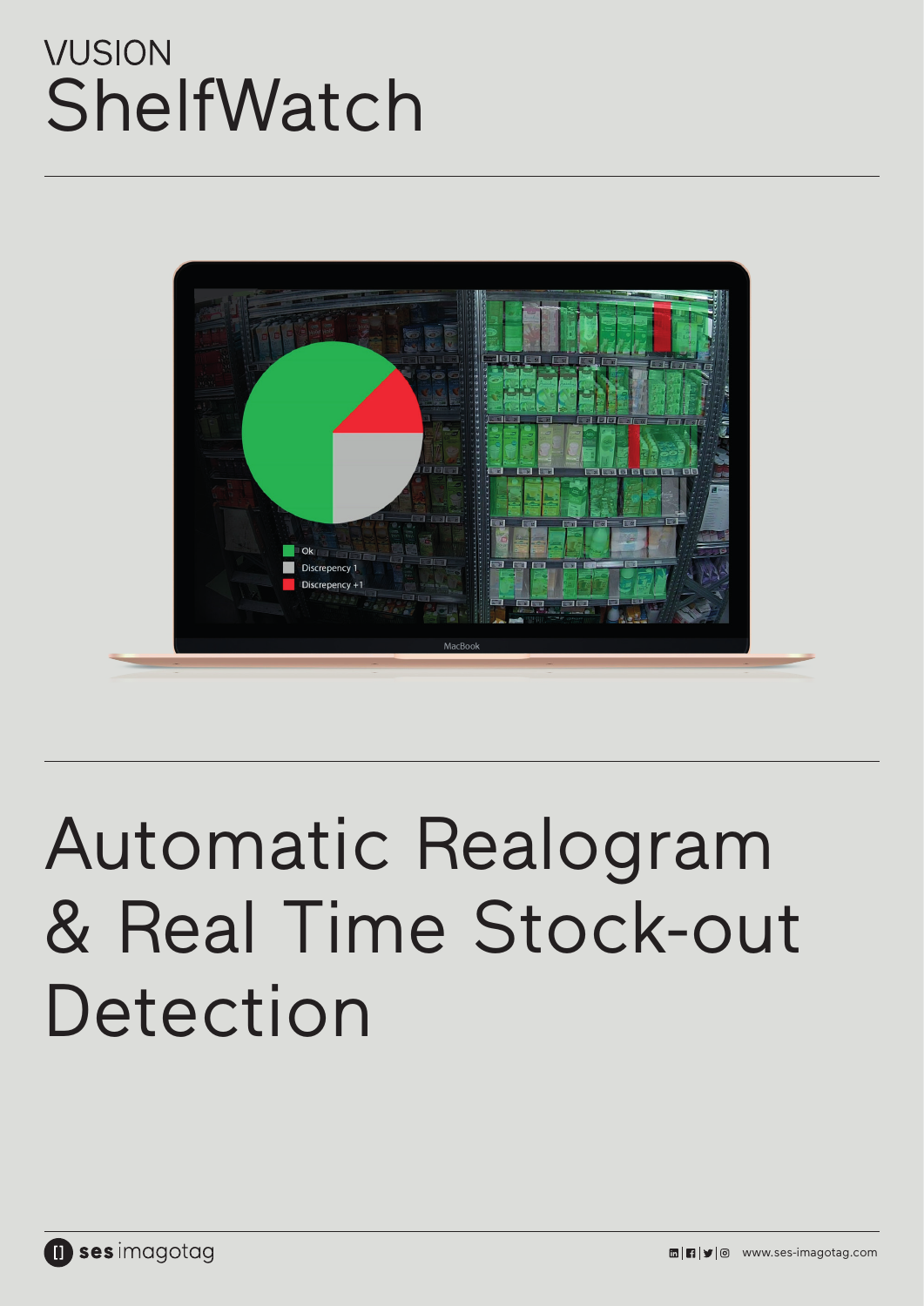# VUSION ShelfWatch

# Automatic Realogram & Real Time Stock-out Detection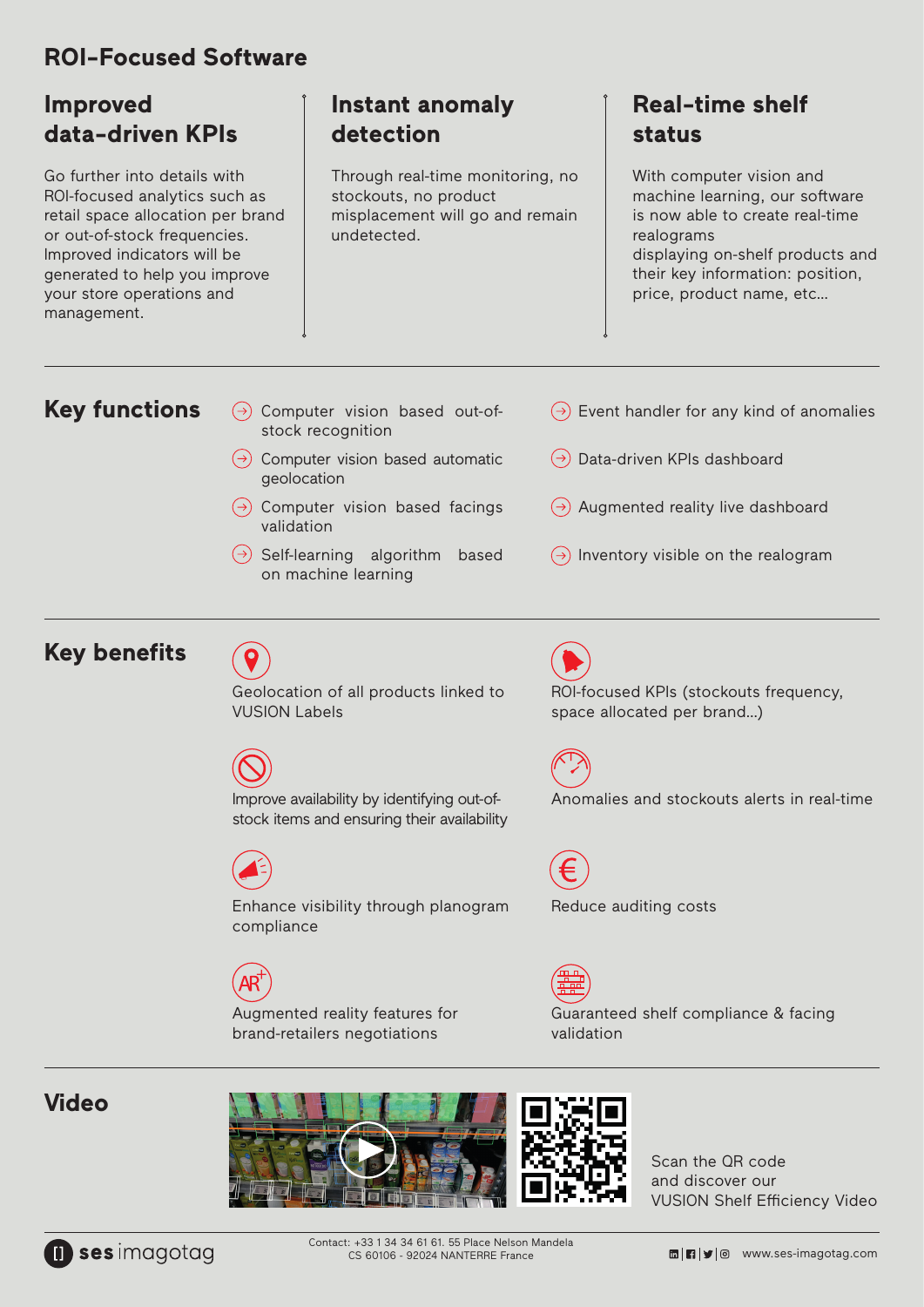## ROI-Focused Software

### Improved data-driven KPIs

Go further into details with ROI-focused analytics such as retail space allocation per brand or out-of-stock frequencies. Improved indicators will be generated to help you improve your store operations and management.

### Instant anomaly detection

Through real-time monitoring, no stockouts, no product misplacement will go and remain undetected.

### Real-time shelf status

With computer vision and machine learning, our software is now able to create real-time realograms
displaying on-shelf products and their key information: position, price, product name, etc...

## Key functions

- Computer vision based out-of-stock recognition
- Computer vision based automatic geolocation
- Computer vision based facings validation
- Self-learning algorithm based on machine learning
- Event handler for any kind of anomalies
- Data-driven KPIs dashboard
- Augmented reality live dashboard
- Inventory visible on the realogram

## Key benefits

- Geolocation of all products linked to VUSION Labels
- Improve availability by identifying out-of-stock items and ensuring their availability
- Enhance visibility through planogram compliance
- Augmented reality features for brand-retailers negotiations
- ROI-focused KPIs (stockouts frequency, space allocated per brand...)
- Anomalies and stockouts alerts in real-time
- Reduce auditing costs
- Guaranteed shelf compliance & facing validation

## Video

Scan the QR code and discover our VUSION Shelf Efficiency Video

ses imagotag

Contact: +33 1 34 34 61 61. 55 Place Nelson Mandela
CS 60106 - 92024 NANTERRE France

www.ses-imagotag.com